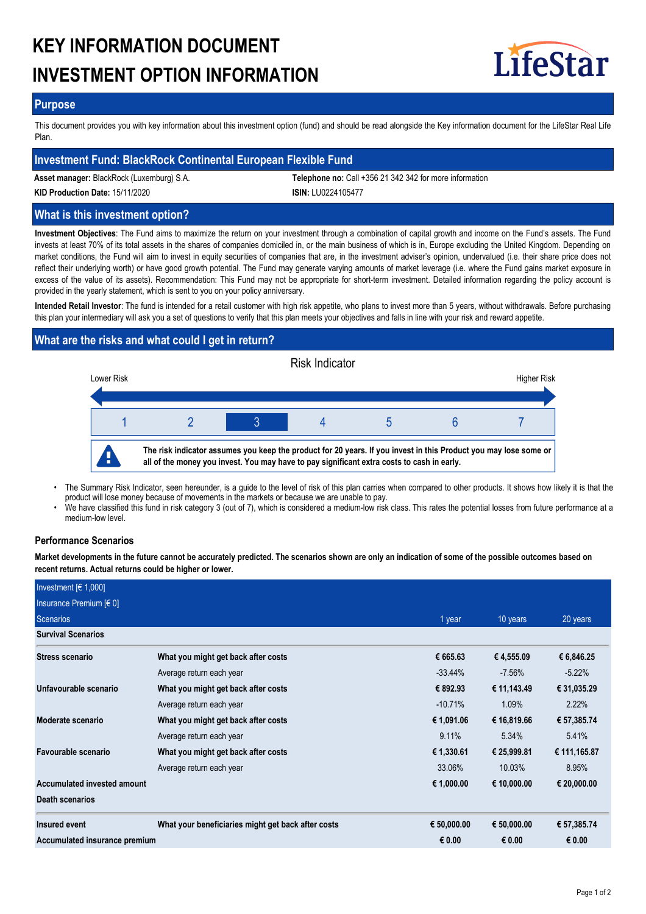# KEY INFORMATION DOCUMENT
# INVESTMENT OPTION INFORMATION

LifeStar

## Purpose

This document provides you with key information about this investment option (fund) and should be read alongside the Key information document for the LifeStar Real Life Plan.

## Investment Fund: BlackRock Continental European Flexible Fund

**Asset manager:** BlackRock (Luxemburg) S.A.
**Telephone no:** Call +356 21 342 342 for more information
**KID Production Date:** 15/11/2020
**ISIN:** LU0224105477

## What is this investment option?

**Investment Objectives**: The Fund aims to maximize the return on your investment through a combination of capital growth and income on the Fund's assets. The Fund invests at least 70% of its total assets in the shares of companies domiciled in, or the main business of which is in, Europe excluding the United Kingdom. Depending on market conditions, the Fund will aim to invest in equity securities of companies that are, in the investment adviser's opinion, undervalued (i.e. their share price does not reflect their underlying worth) or have good growth potential. The Fund may generate varying amounts of market leverage (i.e. where the Fund gains market exposure in excess of the value of its assets). Recommendation: This Fund may not be appropriate for short-term investment. Detailed information regarding the policy account is provided in the yearly statement, which is sent to you on your policy anniversary.

**Intended Retail Investor**: The fund is intended for a retail customer with high risk appetite, who plans to invest more than 5 years, without withdrawals. Before purchasing this plan your intermediary will ask you a set of questions to verify that this plan meets your objectives and falls in line with your risk and reward appetite.

## What are the risks and what could I get in return?

Risk Indicator

Lower Risk — Higher Risk

| 1 | 2 | **3** | 4 | 5 | 6 | 7 |
|---|---|---|---|---|---|---|

**The risk indicator assumes you keep the product for 20 years. If you invest in this Product you may lose some or all of the money you invest. You may have to pay significant extra costs to cash in early.**

- The Summary Risk Indicator, seen hereunder, is a guide to the level of risk of this plan carries when compared to other products. It shows how likely it is that the product will lose money because of movements in the markets or because we are unable to pay.
- We have classified this fund in risk category 3 (out of 7), which is considered a medium-low risk class. This rates the potential losses from future performance at a medium-low level.

### Performance Scenarios

**Market developments in the future cannot be accurately predicted. The scenarios shown are only an indication of some of the possible outcomes based on recent returns. Actual returns could be higher or lower.**

| Investment [€ 1,000]<br>Insurance Premium [€ 0]<br>Scenarios | | 1 year | 10 years | 20 years |
|---|---|---|---|---|
| **Survival Scenarios** | | | | |
| **Stress scenario** | **What you might get back after costs** | **€ 665.63** | **€ 4,555.09** | **€ 6,846.25** |
| | Average return each year | -33.44% | -7.56% | -5.22% |
| **Unfavourable scenario** | **What you might get back after costs** | **€ 892.93** | **€ 11,143.49** | **€ 31,035.29** |
| | Average return each year | -10.71% | 1.09% | 2.22% |
| **Moderate scenario** | **What you might get back after costs** | **€ 1,091.06** | **€ 16,819.66** | **€ 57,385.74** |
| | Average return each year | 9.11% | 5.34% | 5.41% |
| **Favourable scenario** | **What you might get back after costs** | **€ 1,330.61** | **€ 25,999.81** | **€ 111,165.87** |
| | Average return each year | 33.06% | 10.03% | 8.95% |
| **Accumulated invested amount** | | **€ 1,000.00** | **€ 10,000.00** | **€ 20,000.00** |
| **Death scenarios** | | | | |
| **Insured event** | **What your beneficiaries might get back after costs** | **€ 50,000.00** | **€ 50,000.00** | **€ 57,385.74** |
| **Accumulated insurance premium** | | **€ 0.00** | **€ 0.00** | **€ 0.00** |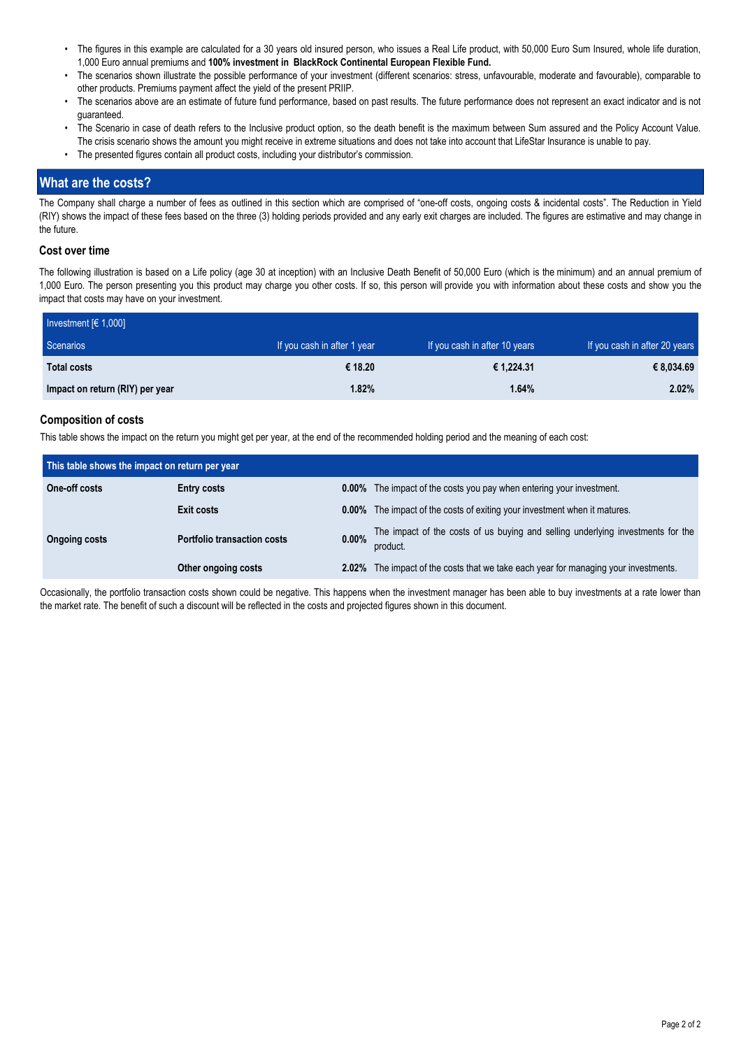- The figures in this example are calculated for a 30 years old insured person, who issues a Real Life product, with 50,000 Euro Sum Insured, whole life duration, 1,000 Euro annual premiums and **100% investment in BlackRock Continental European Flexible Fund.**
- The scenarios shown illustrate the possible performance of your investment (different scenarios: stress, unfavourable, moderate and favourable), comparable to other products. Premiums payment affect the yield of the present PRIIP.
- The scenarios above are an estimate of future fund performance, based on past results. The future performance does not represent an exact indicator and is not guaranteed.
- The Scenario in case of death refers to the Inclusive product option, so the death benefit is the maximum between Sum assured and the Policy Account Value. The crisis scenario shows the amount you might receive in extreme situations and does not take into account that LifeStar Insurance is unable to pay.
- The presented figures contain all product costs, including your distributor's commission.

## What are the costs?

The Company shall charge a number of fees as outlined in this section which are comprised of "one-off costs, ongoing costs & incidental costs". The Reduction in Yield (RIY) shows the impact of these fees based on the three (3) holding periods provided and any early exit charges are included. The figures are estimative and may change in the future.

### Cost over time

The following illustration is based on a Life policy (age 30 at inception) with an Inclusive Death Benefit of 50,000 Euro (which is the minimum) and an annual premium of 1,000 Euro. The person presenting you this product may charge you other costs. If so, this person will provide you with information about these costs and show you the impact that costs may have on your investment.

| Investment [€ 1,000] | | | |
|---|---|---|---|
| Scenarios | If you cash in after 1 year | If you cash in after 10 years | If you cash in after 20 years |
| **Total costs** | **€ 18.20** | **€ 1,224.31** | **€ 8,034.69** |
| **Impact on return (RIY) per year** | **1.82%** | **1.64%** | **2.02%** |

### Composition of costs

This table shows the impact on the return you might get per year, at the end of the recommended holding period and the meaning of each cost:

| This table shows the impact on return per year | | | |
|---|---|---|---|
| **One-off costs** | **Entry costs** | **0.00%** | The impact of the costs you pay when entering your investment. |
| | **Exit costs** | **0.00%** | The impact of the costs of exiting your investment when it matures. |
| **Ongoing costs** | **Portfolio transaction costs** | **0.00%** | The impact of the costs of us buying and selling underlying investments for the product. |
| | **Other ongoing costs** | **2.02%** | The impact of the costs that we take each year for managing your investments. |

Occasionally, the portfolio transaction costs shown could be negative. This happens when the investment manager has been able to buy investments at a rate lower than the market rate. The benefit of such a discount will be reflected in the costs and projected figures shown in this document.